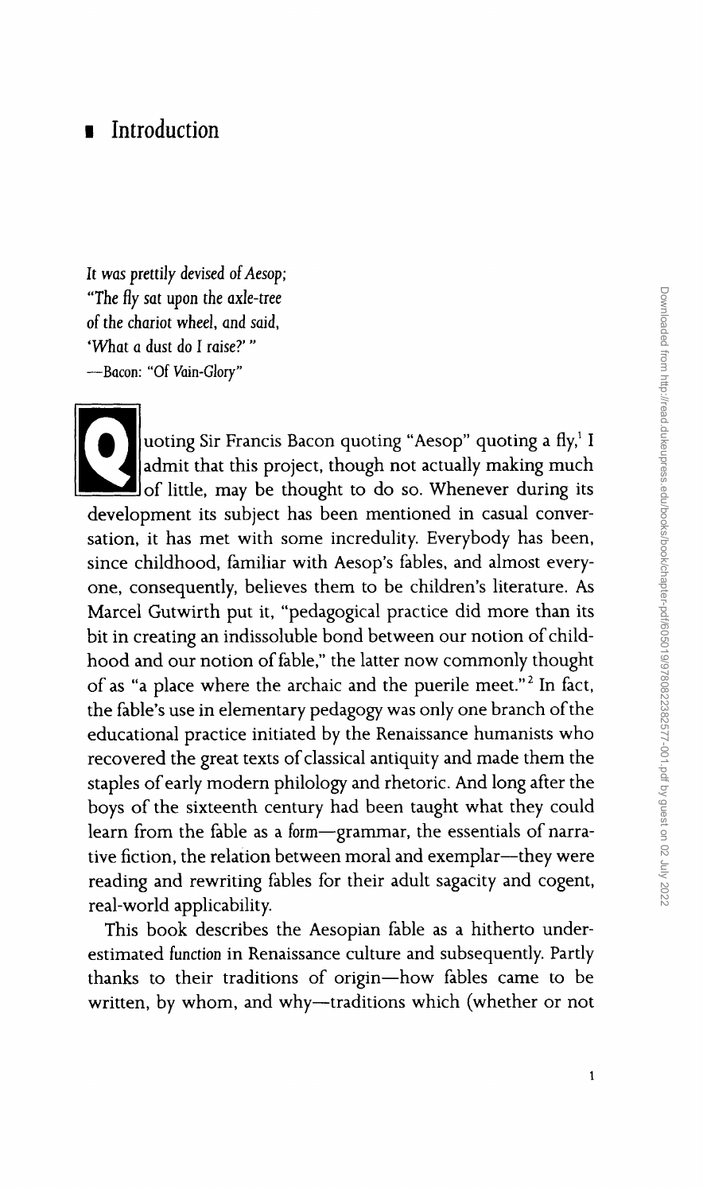# Introduction

*It was prettily devised of Aesop;*
*"The fly sat upon the axle-tree*
*of the chariot wheel, and said,*
*'What a dust do I raise?'"*
—Bacon: "Of Vain-Glory"

Quoting Sir Francis Bacon quoting "Aesop" quoting a fly,[1] I admit that this project, though not actually making much of little, may be thought to do so. Whenever during its development its subject has been mentioned in casual conversation, it has met with some incredulity. Everybody has been, since childhood, familiar with Aesop's fables, and almost everyone, consequently, believes them to be children's literature. As Marcel Gutwirth put it, "pedagogical practice did more than its bit in creating an indissoluble bond between our notion of childhood and our notion of fable," the latter now commonly thought of as "a place where the archaic and the puerile meet."[2] In fact, the fable's use in elementary pedagogy was only one branch of the educational practice initiated by the Renaissance humanists who recovered the great texts of classical antiquity and made them the staples of early modern philology and rhetoric. And long after the boys of the sixteenth century had been taught what they could learn from the fable as a form—grammar, the essentials of narrative fiction, the relation between moral and exemplar—they were reading and rewriting fables for their adult sagacity and cogent, real-world applicability.

This book describes the Aesopian fable as a hitherto underestimated *function* in Renaissance culture and subsequently. Partly thanks to their traditions of origin—how fables came to be written, by whom, and why—traditions which (whether or not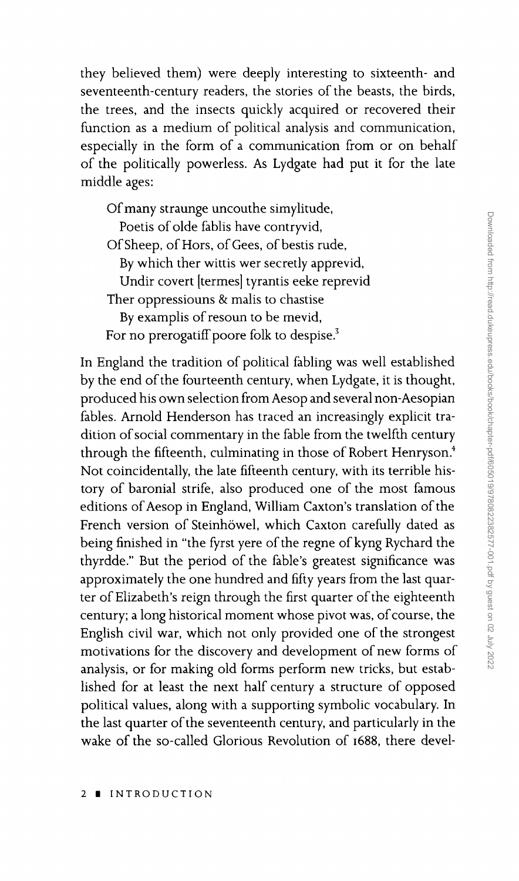they believed them) were deeply interesting to sixteenth- and seventeenth-century readers, the stories of the beasts, the birds, the trees, and the insects quickly acquired or recovered their function as a medium of political analysis and communication, especially in the form of a communication from or on behalf of the politically powerless. As Lydgate had put it for the late middle ages:

> Of many straunge uncouthe simylitude,
> Poetis of olde fablis have contryvid,
> Of Sheep, of Hors, of Gees, of bestis rude,
> By which ther wittis wer secretly apprevid,
> Undir covert [termes] tyrantis eeke reprevid
> Ther oppressiouns & malis to chastise
> By examplis of resoun to be mevid,
> For no prerogatiff poore folk to despise.[3]

In England the tradition of political fabling was well established by the end of the fourteenth century, when Lydgate, it is thought, produced his own selection from Aesop and several non-Aesopian fables. Arnold Henderson has traced an increasingly explicit tradition of social commentary in the fable from the twelfth century through the fifteenth, culminating in those of Robert Henryson.[4] Not coincidentally, the late fifteenth century, with its terrible history of baronial strife, also produced one of the most famous editions of Aesop in England, William Caxton's translation of the French version of Steinhöwel, which Caxton carefully dated as being finished in "the fyrst yere of the regne of kyng Rychard the thyrdde." But the period of the fable's greatest significance was approximately the one hundred and fifty years from the last quarter of Elizabeth's reign through the first quarter of the eighteenth century; a long historical moment whose pivot was, of course, the English civil war, which not only provided one of the strongest motivations for the discovery and development of new forms of analysis, or for making old forms perform new tricks, but established for at least the next half century a structure of opposed political values, along with a supporting symbolic vocabulary. In the last quarter of the seventeenth century, and particularly in the wake of the so-called Glorious Revolution of 1688, there devel-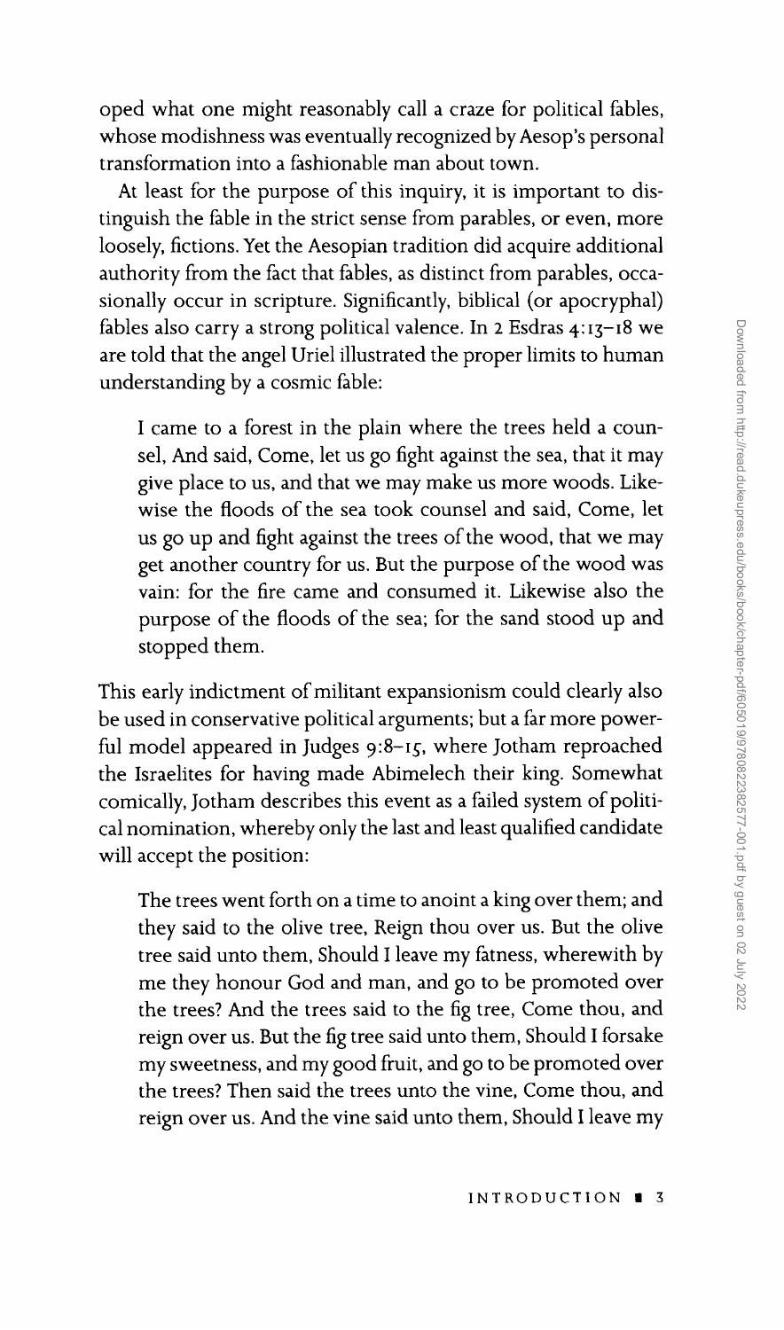oped what one might reasonably call a craze for political fables, whose modishness was eventually recognized by Aesop's personal transformation into a fashionable man about town.

At least for the purpose of this inquiry, it is important to distinguish the fable in the strict sense from parables, or even, more loosely, fictions. Yet the Aesopian tradition did acquire additional authority from the fact that fables, as distinct from parables, occasionally occur in scripture. Significantly, biblical (or apocryphal) fables also carry a strong political valence. In 2 Esdras 4:13–18 we are told that the angel Uriel illustrated the proper limits to human understanding by a cosmic fable:

> I came to a forest in the plain where the trees held a counsel, And said, Come, let us go fight against the sea, that it may give place to us, and that we may make us more woods. Likewise the floods of the sea took counsel and said, Come, let us go up and fight against the trees of the wood, that we may get another country for us. But the purpose of the wood was vain: for the fire came and consumed it. Likewise also the purpose of the floods of the sea; for the sand stood up and stopped them.

This early indictment of militant expansionism could clearly also be used in conservative political arguments; but a far more powerful model appeared in Judges 9:8–15, where Jotham reproached the Israelites for having made Abimelech their king. Somewhat comically, Jotham describes this event as a failed system of political nomination, whereby only the last and least qualified candidate will accept the position:

> The trees went forth on a time to anoint a king over them; and they said to the olive tree, Reign thou over us. But the olive tree said unto them, Should I leave my fatness, wherewith by me they honour God and man, and go to be promoted over the trees? And the trees said to the fig tree, Come thou, and reign over us. But the fig tree said unto them, Should I forsake my sweetness, and my good fruit, and go to be promoted over the trees? Then said the trees unto the vine, Come thou, and reign over us. And the vine said unto them, Should I leave my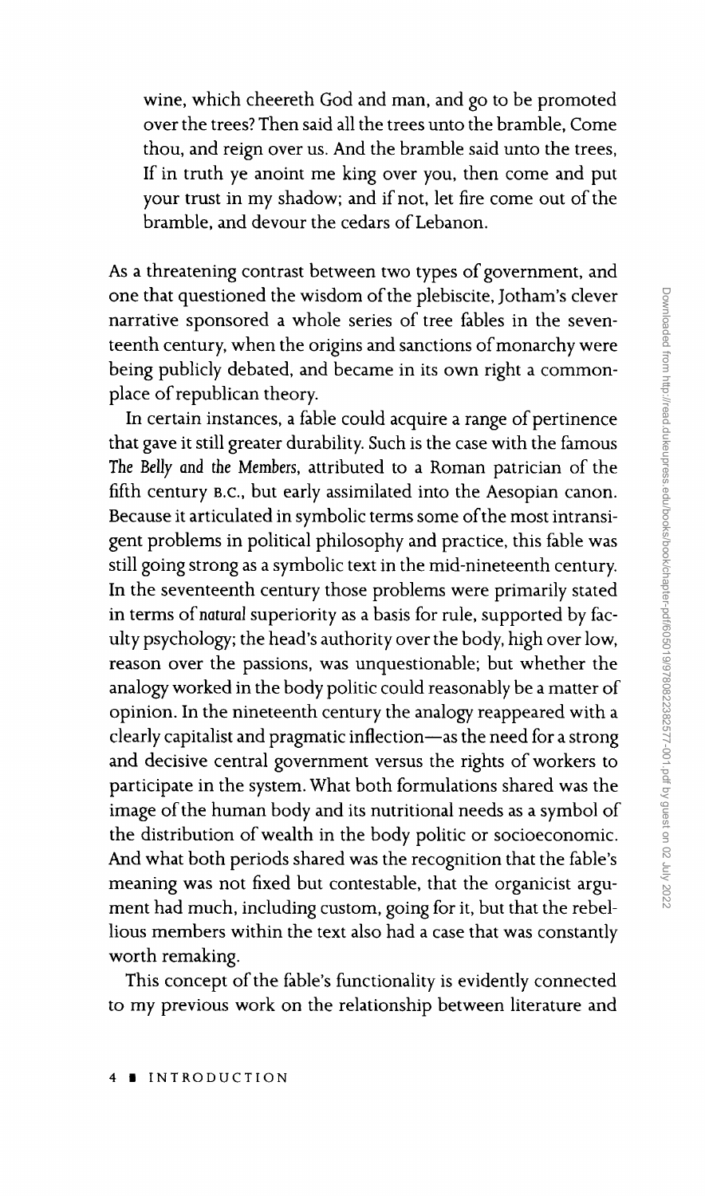> wine, which cheereth God and man, and go to be promoted over the trees? Then said all the trees unto the bramble, Come thou, and reign over us. And the bramble said unto the trees, If in truth ye anoint me king over you, then come and put your trust in my shadow; and if not, let fire come out of the bramble, and devour the cedars of Lebanon.

As a threatening contrast between two types of government, and one that questioned the wisdom of the plebiscite, Jotham's clever narrative sponsored a whole series of tree fables in the seventeenth century, when the origins and sanctions of monarchy were being publicly debated, and became in its own right a commonplace of republican theory.

In certain instances, a fable could acquire a range of pertinence that gave it still greater durability. Such is the case with the famous *The Belly and the Members*, attributed to a Roman patrician of the fifth century B.C., but early assimilated into the Aesopian canon. Because it articulated in symbolic terms some of the most intransigent problems in political philosophy and practice, this fable was still going strong as a symbolic text in the mid-nineteenth century. In the seventeenth century those problems were primarily stated in terms of *natural* superiority as a basis for rule, supported by faculty psychology; the head's authority over the body, high over low, reason over the passions, was unquestionable; but whether the analogy worked in the body politic could reasonably be a matter of opinion. In the nineteenth century the analogy reappeared with a clearly capitalist and pragmatic inflection—as the need for a strong and decisive central government versus the rights of workers to participate in the system. What both formulations shared was the image of the human body and its nutritional needs as a symbol of the distribution of wealth in the body politic or socioeconomic. And what both periods shared was the recognition that the fable's meaning was not fixed but contestable, that the organicist argument had much, including custom, going for it, but that the rebellious members within the text also had a case that was constantly worth remaking.

This concept of the fable's functionality is evidently connected to my previous work on the relationship between literature and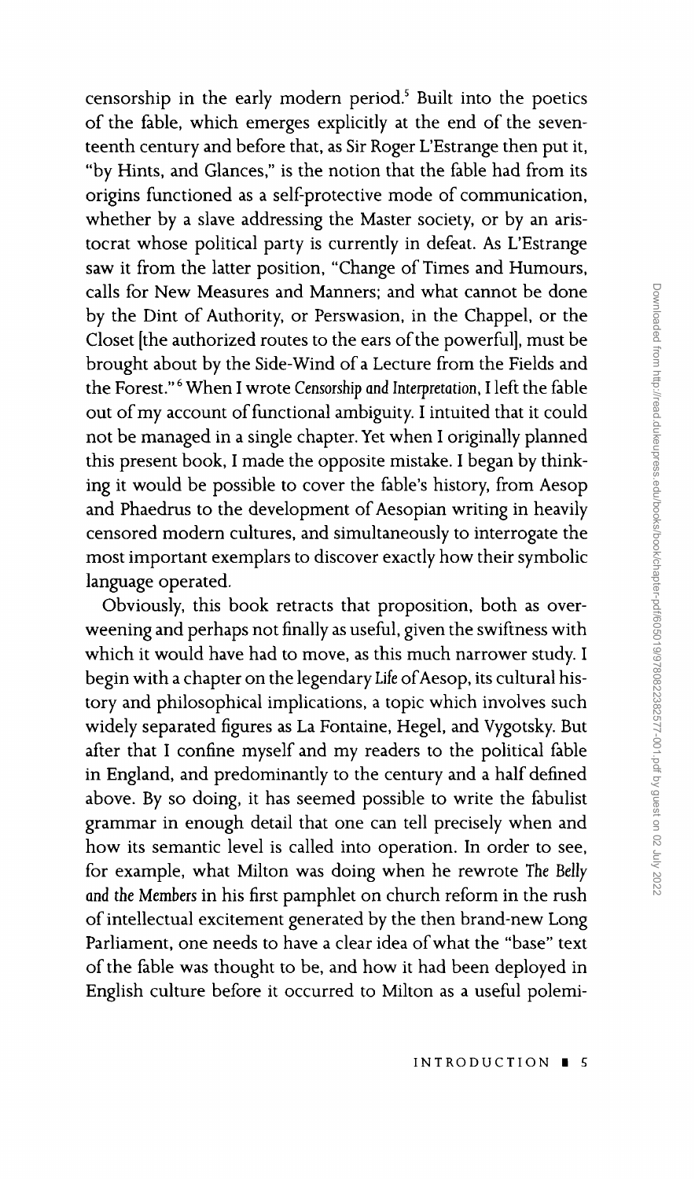censorship in the early modern period.[5] Built into the poetics of the fable, which emerges explicitly at the end of the seventeenth century and before that, as Sir Roger L'Estrange then put it, "by Hints, and Glances," is the notion that the fable had from its origins functioned as a self-protective mode of communication, whether by a slave addressing the Master society, or by an aristocrat whose political party is currently in defeat. As L'Estrange saw it from the latter position, "Change of Times and Humours, calls for New Measures and Manners; and what cannot be done by the Dint of Authority, or Perswasion, in the Chappel, or the Closet [the authorized routes to the ears of the powerful], must be brought about by the Side-Wind of a Lecture from the Fields and the Forest."[6] When I wrote *Censorship and Interpretation*, I left the fable out of my account of functional ambiguity. I intuited that it could not be managed in a single chapter. Yet when I originally planned this present book, I made the opposite mistake. I began by thinking it would be possible to cover the fable's history, from Aesop and Phaedrus to the development of Aesopian writing in heavily censored modern cultures, and simultaneously to interrogate the most important exemplars to discover exactly how their symbolic language operated.

Obviously, this book retracts that proposition, both as overweening and perhaps not finally as useful, given the swiftness with which it would have had to move, as this much narrower study. I begin with a chapter on the legendary *Life* of Aesop, its cultural history and philosophical implications, a topic which involves such widely separated figures as La Fontaine, Hegel, and Vygotsky. But after that I confine myself and my readers to the political fable in England, and predominantly to the century and a half defined above. By so doing, it has seemed possible to write the fabulist grammar in enough detail that one can tell precisely when and how its semantic level is called into operation. In order to see, for example, what Milton was doing when he rewrote *The Belly and the Members* in his first pamphlet on church reform in the rush of intellectual excitement generated by the then brand-new Long Parliament, one needs to have a clear idea of what the "base" text of the fable was thought to be, and how it had been deployed in English culture before it occurred to Milton as a useful polemi-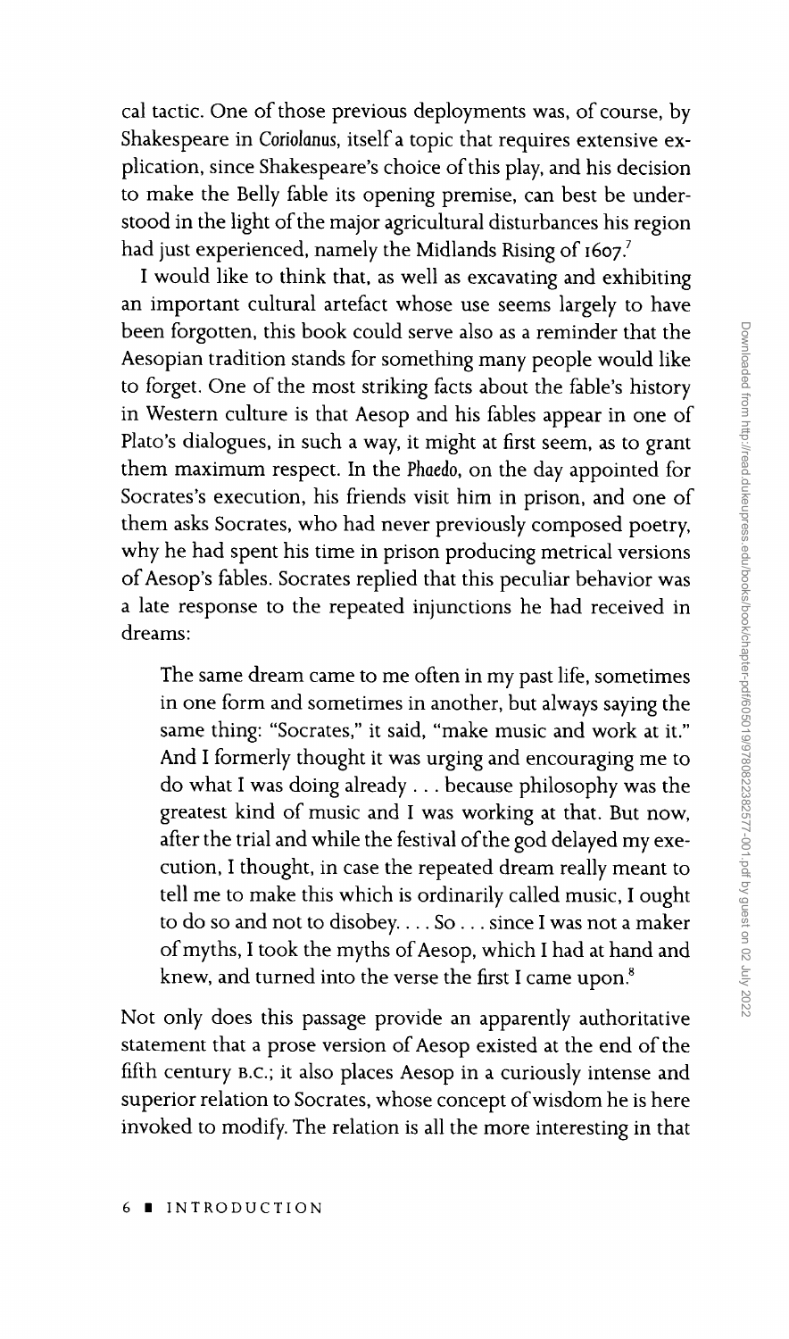cal tactic. One of those previous deployments was, of course, by Shakespeare in *Coriolanus*, itself a topic that requires extensive explication, since Shakespeare's choice of this play, and his decision to make the Belly fable its opening premise, can best be understood in the light of the major agricultural disturbances his region had just experienced, namely the Midlands Rising of 1607.[7]

I would like to think that, as well as excavating and exhibiting an important cultural artefact whose use seems largely to have been forgotten, this book could serve also as a reminder that the Aesopian tradition stands for something many people would like to forget. One of the most striking facts about the fable's history in Western culture is that Aesop and his fables appear in one of Plato's dialogues, in such a way, it might at first seem, as to grant them maximum respect. In the *Phaedo*, on the day appointed for Socrates's execution, his friends visit him in prison, and one of them asks Socrates, who had never previously composed poetry, why he had spent his time in prison producing metrical versions of Aesop's fables. Socrates replied that this peculiar behavior was a late response to the repeated injunctions he had received in dreams:

> The same dream came to me often in my past life, sometimes in one form and sometimes in another, but always saying the same thing: "Socrates," it said, "make music and work at it." And I formerly thought it was urging and encouraging me to do what I was doing already . . . because philosophy was the greatest kind of music and I was working at that. But now, after the trial and while the festival of the god delayed my execution, I thought, in case the repeated dream really meant to tell me to make this which is ordinarily called music, I ought to do so and not to disobey. . . . So . . . since I was not a maker of myths, I took the myths of Aesop, which I had at hand and knew, and turned into the verse the first I came upon.[8]

Not only does this passage provide an apparently authoritative statement that a prose version of Aesop existed at the end of the fifth century B.C.; it also places Aesop in a curiously intense and superior relation to Socrates, whose concept of wisdom he is here invoked to modify. The relation is all the more interesting in that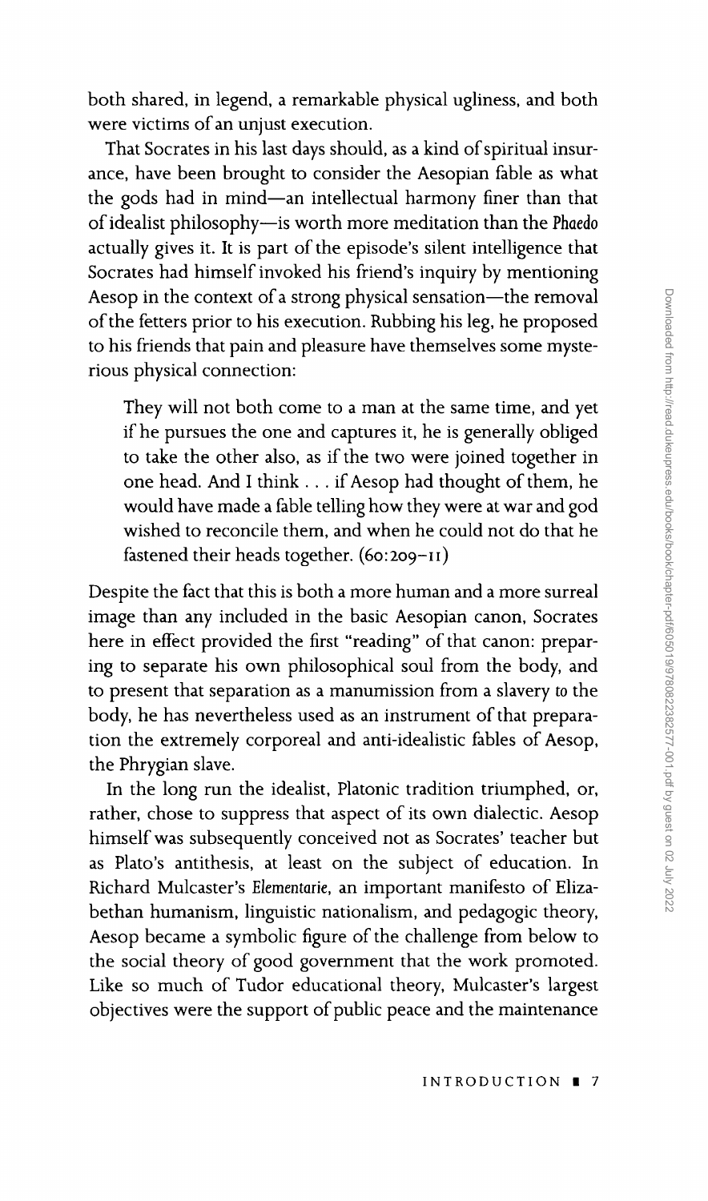both shared, in legend, a remarkable physical ugliness, and both were victims of an unjust execution.

That Socrates in his last days should, as a kind of spiritual insurance, have been brought to consider the Aesopian fable as what the gods had in mind—an intellectual harmony finer than that of idealist philosophy—is worth more meditation than the *Phaedo* actually gives it. It is part of the episode's silent intelligence that Socrates had himself invoked his friend's inquiry by mentioning Aesop in the context of a strong physical sensation—the removal of the fetters prior to his execution. Rubbing his leg, he proposed to his friends that pain and pleasure have themselves some mysterious physical connection:

> They will not both come to a man at the same time, and yet if he pursues the one and captures it, he is generally obliged to take the other also, as if the two were joined together in one head. And I think . . . if Aesop had thought of them, he would have made a fable telling how they were at war and god wished to reconcile them, and when he could not do that he fastened their heads together. (60:209–11)

Despite the fact that this is both a more human and a more surreal image than any included in the basic Aesopian canon, Socrates here in effect provided the first "reading" of that canon: preparing to separate his own philosophical soul from the body, and to present that separation as a manumission from a slavery *to* the body, he has nevertheless used as an instrument of that preparation the extremely corporeal and anti-idealistic fables of Aesop, the Phrygian slave.

In the long run the idealist, Platonic tradition triumphed, or, rather, chose to suppress that aspect of its own dialectic. Aesop himself was subsequently conceived not as Socrates' teacher but as Plato's antithesis, at least on the subject of education. In Richard Mulcaster's *Elementarie*, an important manifesto of Elizabethan humanism, linguistic nationalism, and pedagogic theory, Aesop became a symbolic figure of the challenge from below to the social theory of good government that the work promoted. Like so much of Tudor educational theory, Mulcaster's largest objectives were the support of public peace and the maintenance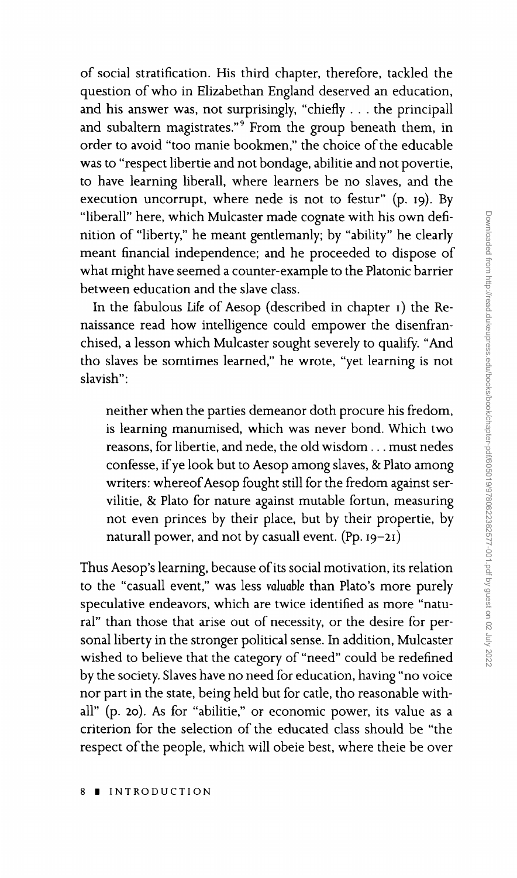of social stratification. His third chapter, therefore, tackled the question of who in Elizabethan England deserved an education, and his answer was, not surprisingly, "chiefly . . . the principall and subaltern magistrates."[9] From the group beneath them, in order to avoid "too manie bookmen," the choice of the educable was to "respect libertie and not bondage, abilitie and not povertie, to have learning liberall, where learners be no slaves, and the execution uncorrupt, where nede is not to festur" (p. 19). By "liberall" here, which Mulcaster made cognate with his own definition of "liberty," he meant gentlemanly; by "ability" he clearly meant financial independence; and he proceeded to dispose of what might have seemed a counter-example to the Platonic barrier between education and the slave class.

In the fabulous *Life* of Aesop (described in chapter 1) the Renaissance read how intelligence could empower the disenfranchised, a lesson which Mulcaster sought severely to qualify. "And tho slaves be somtimes learned," he wrote, "yet learning is not slavish":

> neither when the parties demeanor doth procure his fredom, is learning manumised, which was never bond. Which two reasons, for libertie, and nede, the old wisdom . . . must nedes confesse, if ye look but to Aesop among slaves, & Plato among writers: whereof Aesop fought still for the fredom against servilitie, & Plato for nature against mutable fortun, measuring not even princes by their place, but by their propertie, by naturall power, and not by casuall event. (Pp. 19–21)

Thus Aesop's learning, because of its social motivation, its relation to the "casuall event," was less *valuable* than Plato's more purely speculative endeavors, which are twice identified as more "natural" than those that arise out of necessity, or the desire for personal liberty in the stronger political sense. In addition, Mulcaster wished to believe that the category of "need" could be redefined by the society. Slaves have no need for education, having "no voice nor part in the state, being held but for catle, tho reasonable withall" (p. 20). As for "abilitie," or economic power, its value as a criterion for the selection of the educated class should be "the respect of the people, which will obeie best, where theie be over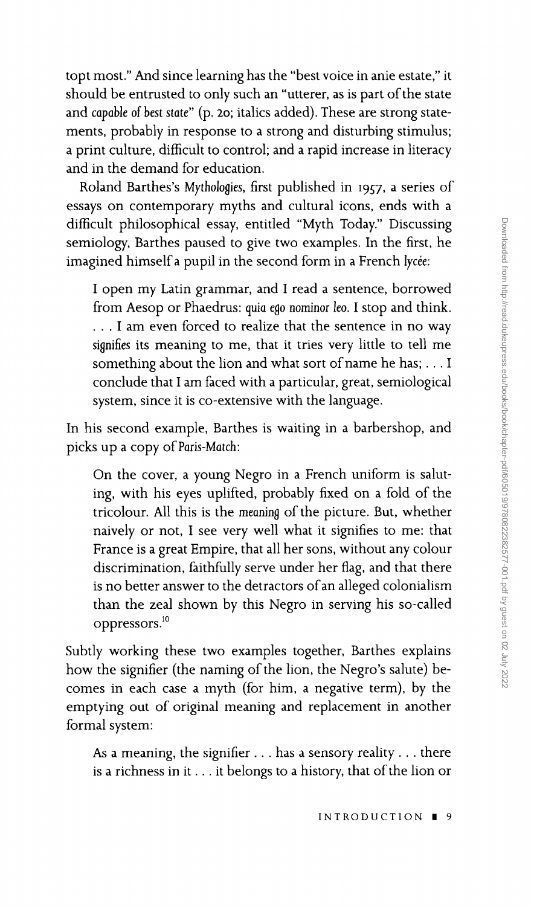topt most." And since learning has the "best voice in anie estate," it should be entrusted to only such an "utterer, as is part of the state and *capable of best state*" (p. 20; italics added). These are strong statements, probably in response to a strong and disturbing stimulus; a print culture, difficult to control; and a rapid increase in literacy and in the demand for education.

Roland Barthes's *Mythologies*, first published in 1957, a series of essays on contemporary myths and cultural icons, ends with a difficult philosophical essay, entitled "Myth Today." Discussing semiology, Barthes paused to give two examples. In the first, he imagined himself a pupil in the second form in a French *lycée*:

> I open my Latin grammar, and I read a sentence, borrowed from Aesop or Phaedrus: *quia ego nominor leo*. I stop and think. . . . I am even forced to realize that the sentence in no way *signifies* its meaning to me, that it tries very little to tell me something about the lion and what sort of name he has; . . . I conclude that I am faced with a particular, great, semiological system, since it is co-extensive with the language.

In his second example, Barthes is waiting in a barbershop, and picks up a copy of *Paris-Match*:

> On the cover, a young Negro in a French uniform is saluting, with his eyes uplifted, probably fixed on a fold of the tricolour. All this is the *meaning* of the picture. But, whether naively or not, I see very well what it signifies to me: that France is a great Empire, that all her sons, without any colour discrimination, faithfully serve under her flag, and that there is no better answer to the detractors of an alleged colonialism than the zeal shown by this Negro in serving his so-called oppressors.[10]

Subtly working these two examples together, Barthes explains how the signifier (the naming of the lion, the Negro's salute) becomes in each case a myth (for him, a negative term), by the emptying out of original meaning and replacement in another formal system:

> As a meaning, the signifier . . . has a sensory reality . . . there is a richness in it . . . it belongs to a history, that of the lion or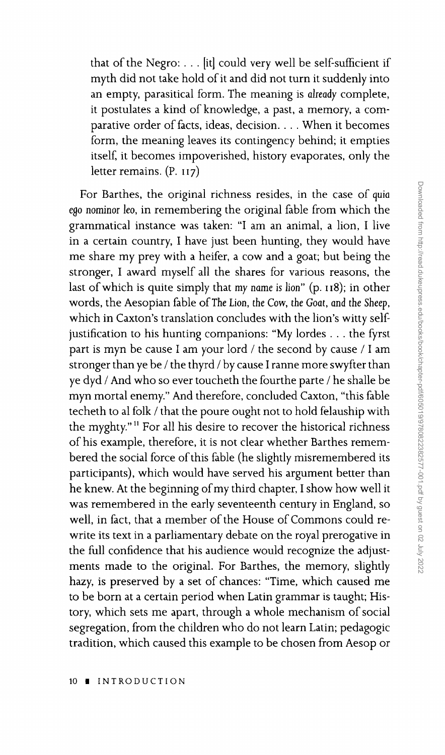that of the Negro: . . . [it] could very well be self-sufficient if myth did not take hold of it and did not turn it suddenly into an empty, parasitical form. The meaning is *already* complete, it postulates a kind of knowledge, a past, a memory, a comparative order of facts, ideas, decision. . . . When it becomes form, the meaning leaves its contingency behind; it empties itself, it becomes impoverished, history evaporates, only the letter remains. (P. 117)

For Barthes, the original richness resides, in the case of *quia ego nominor leo,* in remembering the original fable from which the grammatical instance was taken: "I am an animal, a lion, I live in a certain country, I have just been hunting, they would have me share my prey with a heifer, a cow and a goat; but being the stronger, I award myself all the shares for various reasons, the last of which is quite simply that *my name is lion*" (p. 118); in other words, the Aesopian fable of *The Lion, the Cow, the Goat, and the Sheep,* which in Caxton's translation concludes with the lion's witty self-justification to his hunting companions: "My lordes . . . the fyrst part is myn be cause I am your lord / the second by cause / I am stronger than ye be / the thyrd / by cause I ranne more swyfter than ye dyd / And who so ever toucheth the fourthe parte / he shalle be myn mortal enemy." And therefore, concluded Caxton, "this fable techeth to al folk / that the poure ought not to hold felauship with the myghty."[11] For all his desire to recover the historical richness of his example, therefore, it is not clear whether Barthes remembered the social force of this fable (he slightly misremembered its participants), which would have served his argument better than he knew. At the beginning of my third chapter, I show how well it was remembered in the early seventeenth century in England, so well, in fact, that a member of the House of Commons could rewrite its text in a parliamentary debate on the royal prerogative in the full confidence that his audience would recognize the adjustments made to the original. For Barthes, the memory, slightly hazy, is preserved by a set of chances: "Time, which caused me to be born at a certain period when Latin grammar is taught; History, which sets me apart, through a whole mechanism of social segregation, from the children who do not learn Latin; pedagogic tradition, which caused this example to be chosen from Aesop or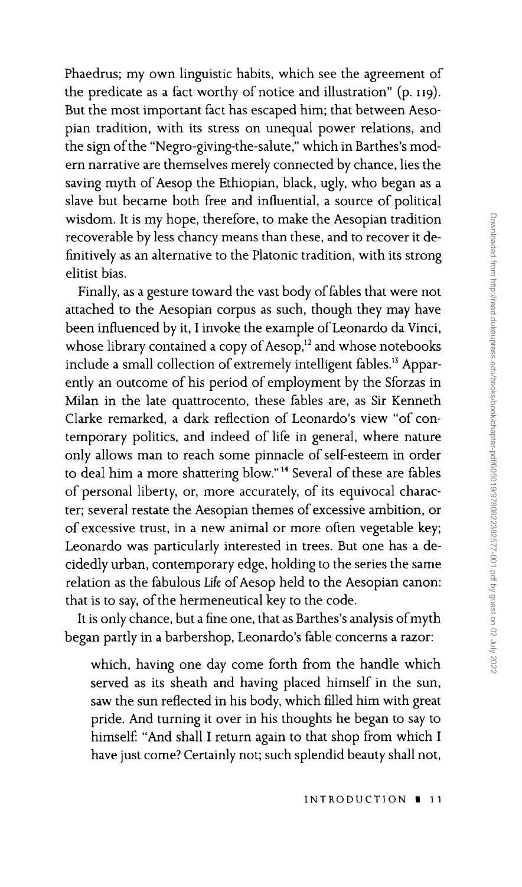Phaedrus; my own linguistic habits, which see the agreement of the predicate as a fact worthy of notice and illustration" (p. 119). But the most important fact has escaped him; that between Aesopian tradition, with its stress on unequal power relations, and the sign of the "Negro-giving-the-salute," which in Barthes's modern narrative are themselves merely connected by chance, lies the saving myth of Aesop the Ethiopian, black, ugly, who began as a slave but became both free and influential, a source of political wisdom. It is my hope, therefore, to make the Aesopian tradition recoverable by less chancy means than these, and to recover it definitively as an alternative to the Platonic tradition, with its strong elitist bias.

Finally, as a gesture toward the vast body of fables that were not attached to the Aesopian corpus as such, though they may have been influenced by it, I invoke the example of Leonardo da Vinci, whose library contained a copy of Aesop,[12] and whose notebooks include a small collection of extremely intelligent fables.[13] Apparently an outcome of his period of employment by the Sforzas in Milan in the late quattrocento, these fables are, as Sir Kenneth Clarke remarked, a dark reflection of Leonardo's view "of contemporary politics, and indeed of life in general, where nature only allows man to reach some pinnacle of self-esteem in order to deal him a more shattering blow."[14] Several of these are fables of personal liberty, or, more accurately, of its equivocal character; several restate the Aesopian themes of excessive ambition, or of excessive trust, in a new animal or more often vegetable key; Leonardo was particularly interested in trees. But one has a decidedly urban, contemporary edge, holding to the series the same relation as the fabulous *Life* of Aesop held to the Aesopian canon: that is to say, of the hermeneutical key to the code.

It is only chance, but a fine one, that as Barthes's analysis of myth began partly in a barbershop, Leonardo's fable concerns a razor:

> which, having one day come forth from the handle which served as its sheath and having placed himself in the sun, saw the sun reflected in his body, which filled him with great pride. And turning it over in his thoughts he began to say to himself: "And shall I return again to that shop from which I have just come? Certainly not; such splendid beauty shall not,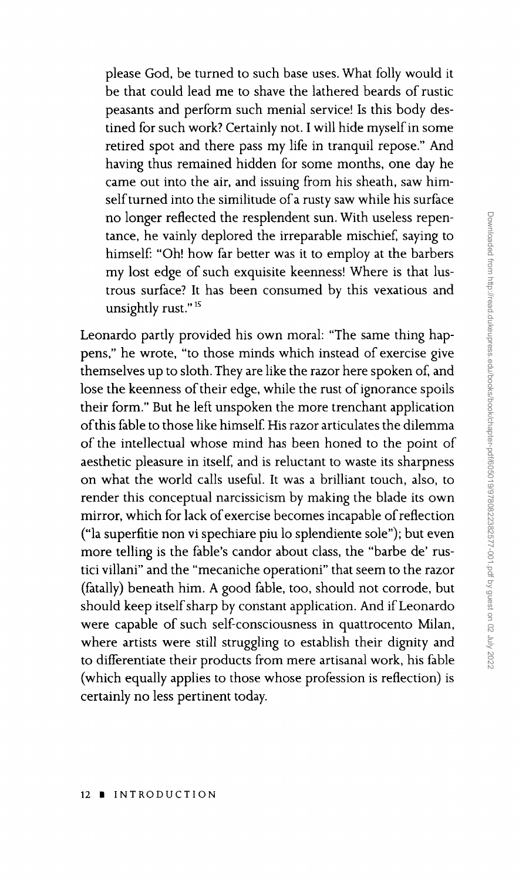please God, be turned to such base uses. What folly would it be that could lead me to shave the lathered beards of rustic peasants and perform such menial service! Is this body destined for such work? Certainly not. I will hide myself in some retired spot and there pass my life in tranquil repose." And having thus remained hidden for some months, one day he came out into the air, and issuing from his sheath, saw himself turned into the similitude of a rusty saw while his surface no longer reflected the resplendent sun. With useless repentance, he vainly deplored the irreparable mischief, saying to himself: "Oh! how far better was it to employ at the barbers my lost edge of such exquisite keenness! Where is that lustrous surface? It has been consumed by this vexatious and unsightly rust."[15]

Leonardo partly provided his own moral: "The same thing happens," he wrote, "to those minds which instead of exercise give themselves up to sloth. They are like the razor here spoken of, and lose the keenness of their edge, while the rust of ignorance spoils their form." But he left unspoken the more trenchant application of this fable to those like himself. His razor articulates the dilemma of the intellectual whose mind has been honed to the point of aesthetic pleasure in itself, and is reluctant to waste its sharpness on what the world calls useful. It was a brilliant touch, also, to render this conceptual narcissicism by making the blade its own mirror, which for lack of exercise becomes incapable of reflection ("la superfitie non vi spechiare piu lo splendiente sole"); but even more telling is the fable's candor about class, the "barbe de' rustici villani" and the "mecaniche operationi" that seem to the razor (fatally) beneath him. A good fable, too, should not corrode, but should keep itself sharp by constant application. And if Leonardo were capable of such self-consciousness in quattrocento Milan, where artists were still struggling to establish their dignity and to differentiate their products from mere artisanal work, his fable (which equally applies to those whose profession is reflection) is certainly no less pertinent today.